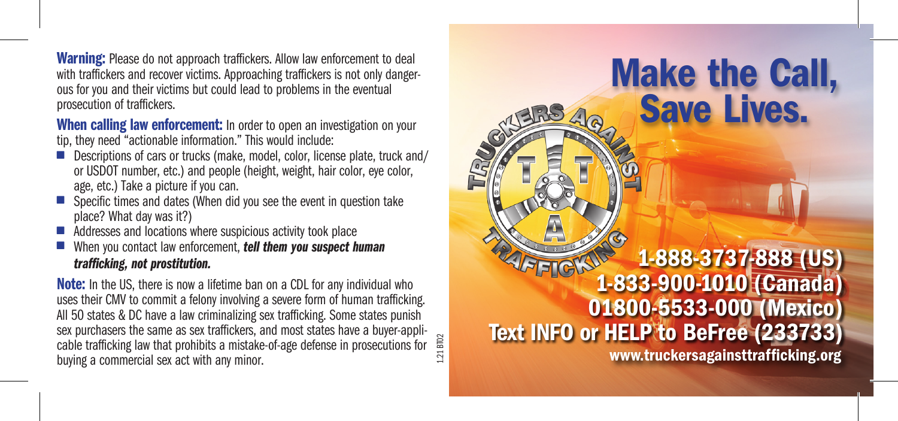**Warning:** Please do not approach traffickers. Allow law enforcement to deal with traffickers and recover victims. Approaching traffickers is not only dangerous for you and their victims but could lead to problems in the eventual prosecution of traffickers.

**When calling law enforcement:** In order to open an investigation on your tip, they need "actionable information." This would include:

- Descriptions of cars or trucks (make, model, color, license plate, truck and/or USDOT number, etc.) and people (height, weight, hair color, eye color, age, etc.) Take a picture if you can.
- Specific times and dates (When did you see the event in question take place? What day was it?)
- Addresses and locations where suspicious activity took place
- When you contact law enforcement, ***tell them you suspect human trafficking, not prostitution.***

**Note:** In the US, there is now a lifetime ban on a CDL for any individual who uses their CMV to commit a felony involving a severe form of human trafficking. All 50 states & DC have a law criminalizing sex trafficking. Some states punish sex purchasers the same as sex traffickers, and most states have a buyer-applicable trafficking law that prohibits a mistake-of-age defense in prosecutions for buying a commercial sex act with any minor.

1.21 BT02

# Make the Call, Save Lives.

TRUCKERS AGAINST TRAFFICKING

**1-888-3737-888 (US)**
**1-833-900-1010 (Canada)**
**01800-5533-000 (Mexico)**
**Text INFO or HELP to BeFree (233733)**

**www.truckersagainsttrafficking.org**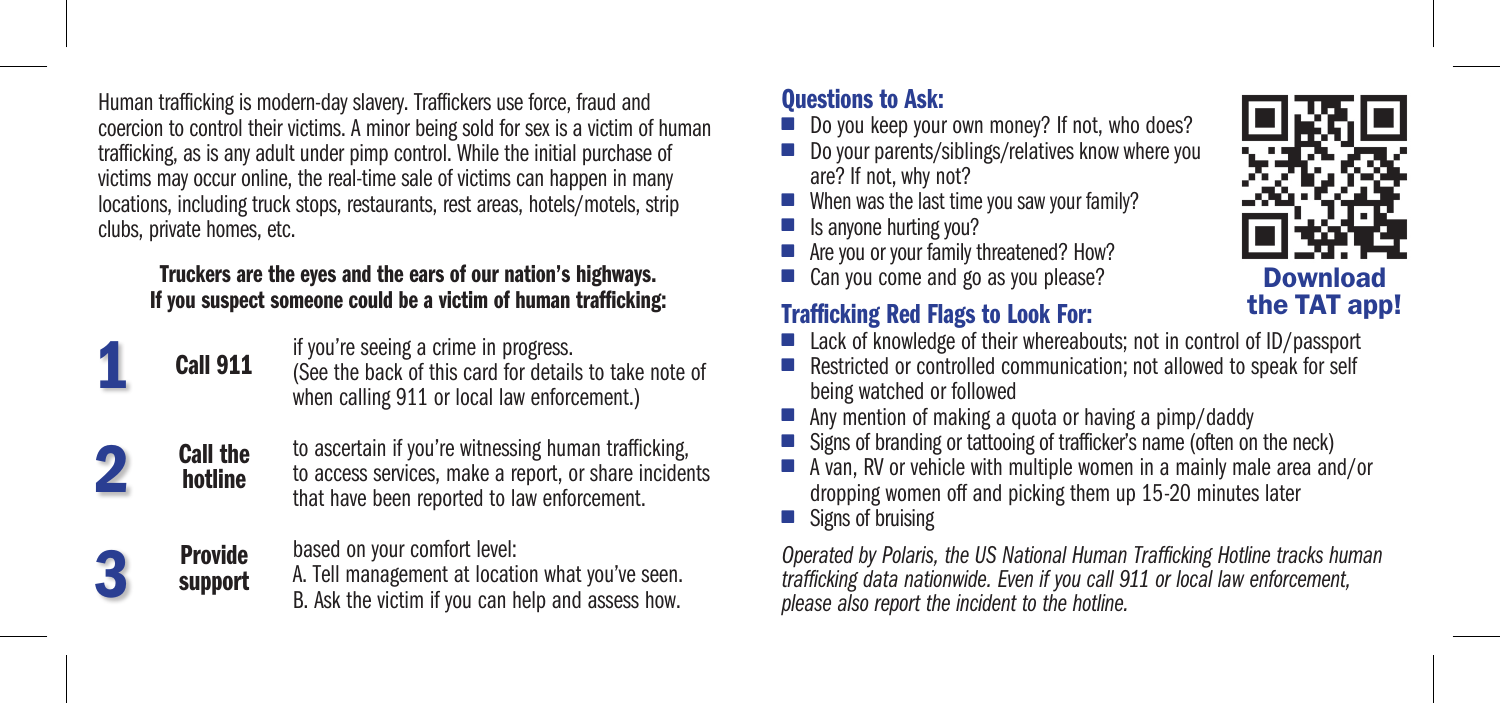Human trafficking is modern-day slavery. Traffickers use force, fraud and coercion to control their victims. A minor being sold for sex is a victim of human trafficking, as is any adult under pimp control. While the initial purchase of victims may occur online, the real-time sale of victims can happen in many locations, including truck stops, restaurants, rest areas, hotels/motels, strip clubs, private homes, etc.

**Truckers are the eyes and the ears of our nation's highways. If you suspect someone could be a victim of human trafficking:**

1. **Call 911** if you're seeing a crime in progress. (See the back of this card for details to take note of when calling 911 or local law enforcement.)
2. **Call the hotline** to ascertain if you're witnessing human trafficking, to access services, make a report, or share incidents that have been reported to law enforcement.
3. **Provide support** based on your comfort level:
   A. Tell management at location what you've seen.
   B. Ask the victim if you can help and assess how.

## Questions to Ask:

- Do you keep your own money? If not, who does?
- Do your parents/siblings/relatives know where you are? If not, why not?
- When was the last time you saw your family?
- Is anyone hurting you?
- Are you or your family threatened? How?
- Can you come and go as you please?

**Download the TAT app!**

## Trafficking Red Flags to Look For:

- Lack of knowledge of their whereabouts; not in control of ID/passport
- Restricted or controlled communication; not allowed to speak for self being watched or followed
- Any mention of making a quota or having a pimp/daddy
- Signs of branding or tattooing of trafficker's name (often on the neck)
- A van, RV or vehicle with multiple women in a mainly male area and/or dropping women off and picking them up 15-20 minutes later
- Signs of bruising

*Operated by Polaris, the US National Human Trafficking Hotline tracks human trafficking data nationwide. Even if you call 911 or local law enforcement, please also report the incident to the hotline.*